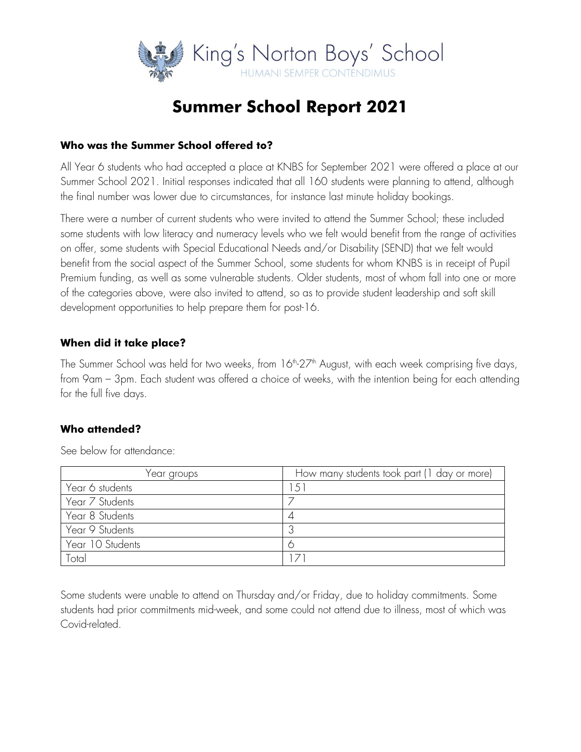King's Norton Boys' School

HUMANI SEMPER CONTENDIMUS

# Summer School Report 2021

### Who was the Summer School offered to?

All Year 6 students who had accepted a place at KNBS for September 2021 were offered a place at our Summer School 2021. Initial responses indicated that all 160 students were planning to attend, although the final number was lower due to circumstances, for instance last minute holiday bookings.

There were a number of current students who were invited to attend the Summer School; these included some students with low literacy and numeracy levels who we felt would benefit from the range of activities on offer, some students with Special Educational Needs and/or Disability (SEND) that we felt would benefit from the social aspect of the Summer School, some students for whom KNBS is in receipt of Pupil Premium funding, as well as some vulnerable students. Older students, most of whom fall into one or more of the categories above, were also invited to attend, so as to provide student leadership and soft skill development opportunities to help prepare them for post-16.

### When did it take place?

The Summer School was held for two weeks, from 16th-27th August, with each week comprising five days, from 9am – 3pm. Each student was offered a choice of weeks, with the intention being for each attending for the full five days.

### Who attended?

See below for attendance:

| Year groups | How many students took part (1 day or more) |
|---|---|
| Year 6 students | 151 |
| Year 7 Students | 7 |
| Year 8 Students | 4 |
| Year 9 Students | 3 |
| Year 10 Students | 6 |
| Total | 171 |

Some students were unable to attend on Thursday and/or Friday, due to holiday commitments. Some students had prior commitments mid-week, and some could not attend due to illness, most of which was Covid-related.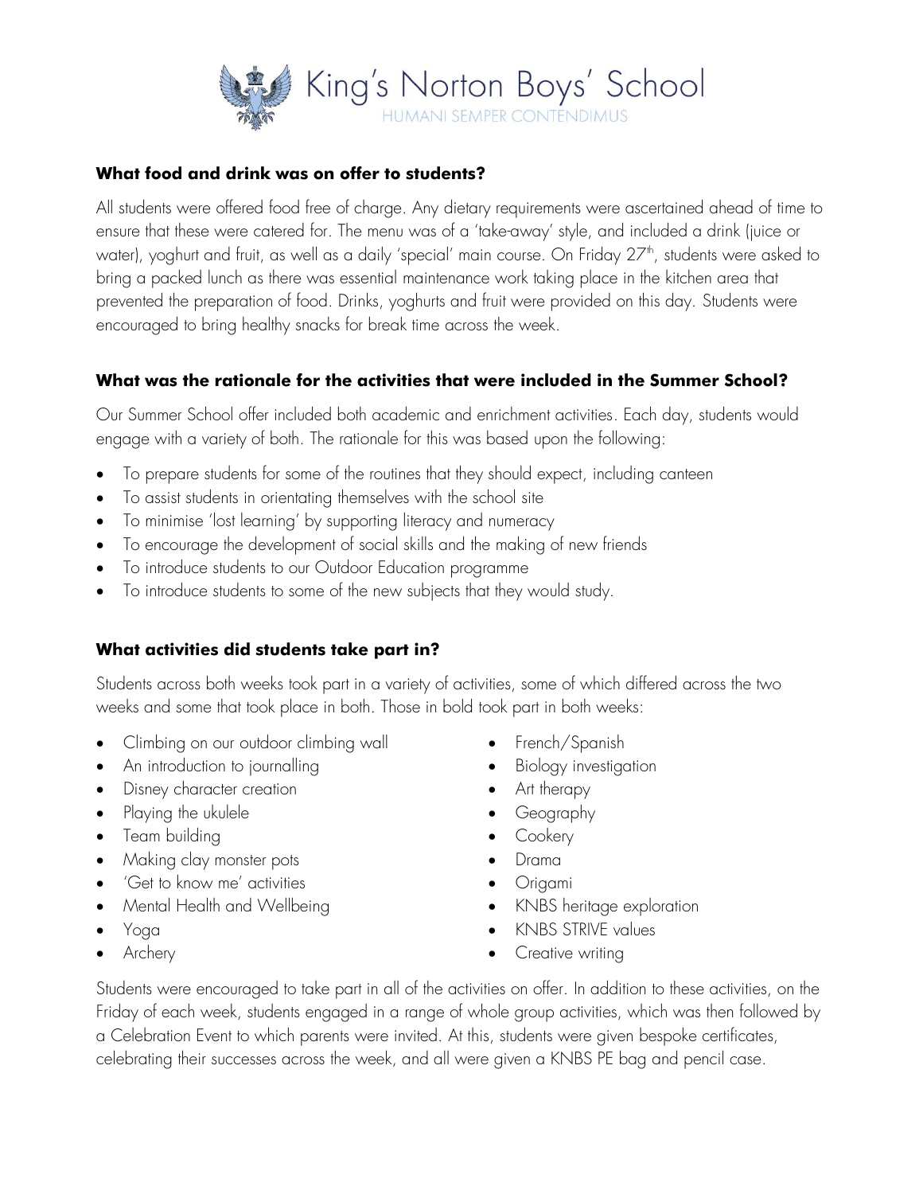### What food and drink was on offer to students?

All students were offered food free of charge. Any dietary requirements were ascertained ahead of time to ensure that these were catered for. The menu was of a 'take-away' style, and included a drink (juice or water), yoghurt and fruit, as well as a daily 'special' main course. On Friday 27th, students were asked to bring a packed lunch as there was essential maintenance work taking place in the kitchen area that prevented the preparation of food. Drinks, yoghurts and fruit were provided on this day. Students were encouraged to bring healthy snacks for break time across the week.

### What was the rationale for the activities that were included in the Summer School?

Our Summer School offer included both academic and enrichment activities. Each day, students would engage with a variety of both. The rationale for this was based upon the following:

- To prepare students for some of the routines that they should expect, including canteen
- To assist students in orientating themselves with the school site
- To minimise 'lost learning' by supporting literacy and numeracy
- To encourage the development of social skills and the making of new friends
- To introduce students to our Outdoor Education programme
- To introduce students to some of the new subjects that they would study.

### What activities did students take part in?

Students across both weeks took part in a variety of activities, some of which differed across the two weeks and some that took place in both. Those in bold took part in both weeks:

- Climbing on our outdoor climbing wall
- An introduction to journalling
- Disney character creation
- Playing the ukulele
- Team building
- Making clay monster pots
- 'Get to know me' activities
- Mental Health and Wellbeing
- Yoga
- Archery
- French/Spanish
- Biology investigation
- Art therapy
- Geography
- Cookery
- Drama
- Origami
- KNBS heritage exploration
- KNBS STRIVE values
- Creative writing

Students were encouraged to take part in all of the activities on offer. In addition to these activities, on the Friday of each week, students engaged in a range of whole group activities, which was then followed by a Celebration Event to which parents were invited. At this, students were given bespoke certificates, celebrating their successes across the week, and all were given a KNBS PE bag and pencil case.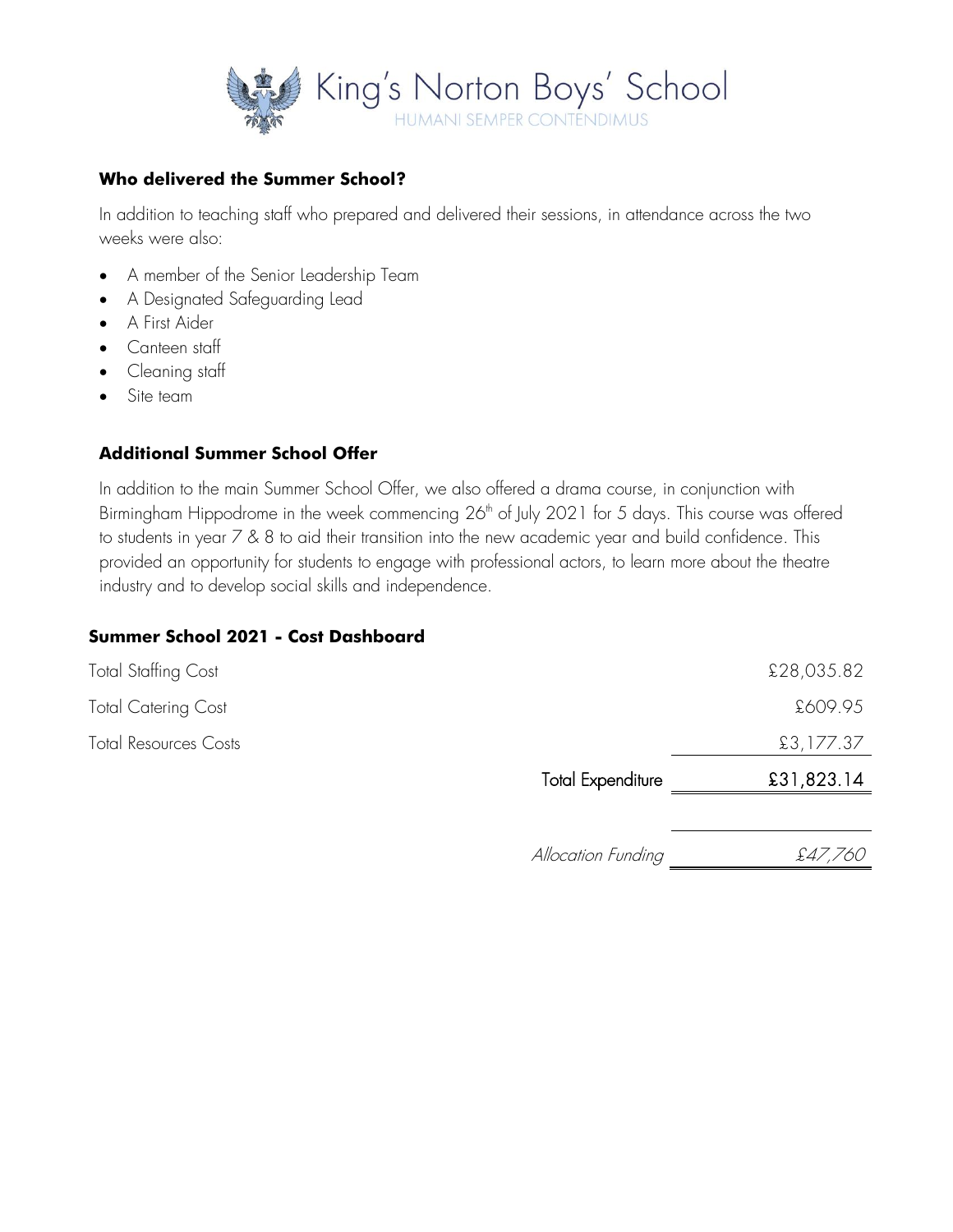### Who delivered the Summer School?

In addition to teaching staff who prepared and delivered their sessions, in attendance across the two weeks were also:

- A member of the Senior Leadership Team
- A Designated Safeguarding Lead
- A First Aider
- Canteen staff
- Cleaning staff
- Site team

### Additional Summer School Offer

In addition to the main Summer School Offer, we also offered a drama course, in conjunction with Birmingham Hippodrome in the week commencing 26th of July 2021 for 5 days. This course was offered to students in year 7 & 8 to aid their transition into the new academic year and build confidence. This provided an opportunity for students to engage with professional actors, to learn more about the theatre industry and to develop social skills and independence.

### Summer School 2021 - Cost Dashboard

| | | |
|---|---|---|
| Total Staffing Cost | | £28,035.82 |
| Total Catering Cost | | £609.95 |
| Total Resources Costs | | £3,177.37 |
| | Total Expenditure | £31,823.14 |
| | *Allocation Funding* | *£47,760* |